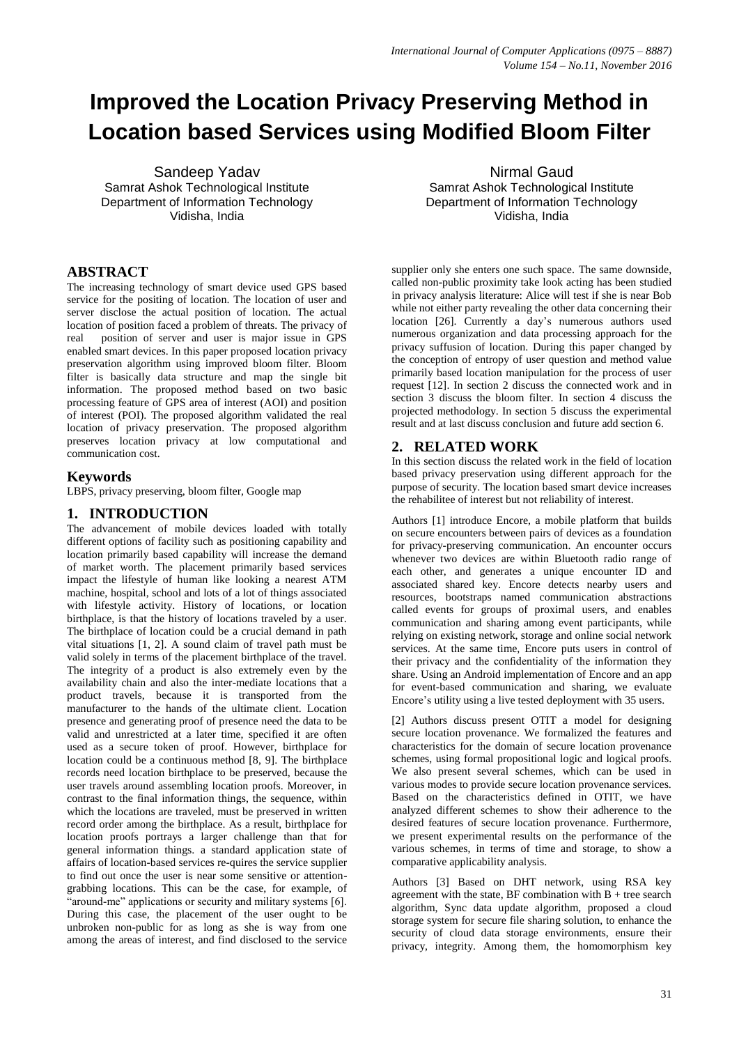# Improved the Location Privacy Preserving Method in Location based Services using Modified Bloom Filter

Sandeep Yadav
Samrat Ashok Technological Institute
Department of Information Technology
Vidisha, India

Nirmal Gaud
Samrat Ashok Technological Institute
Department of Information Technology
Vidisha, India

## ABSTRACT

The increasing technology of smart device used GPS based service for the positing of location. The location of user and server disclose the actual position of location. The actual location of position faced a problem of threats. The privacy of real position of server and user is major issue in GPS enabled smart devices. In this paper proposed location privacy preservation algorithm using improved bloom filter. Bloom filter is basically data structure and map the single bit information. The proposed method based on two basic processing feature of GPS area of interest (AOI) and position of interest (POI). The proposed algorithm validated the real location of privacy preservation. The proposed algorithm preserves location privacy at low computational and communication cost.

## Keywords

LBPS, privacy preserving, bloom filter, Google map

## 1. INTRODUCTION

The advancement of mobile devices loaded with totally different options of facility such as positioning capability and location primarily based capability will increase the demand of market worth. The placement primarily based services impact the lifestyle of human like looking a nearest ATM machine, hospital, school and lots of a lot of things associated with lifestyle activity. History of locations, or location birthplace, is that the history of locations traveled by a user. The birthplace of location could be a crucial demand in path vital situations [1, 2]. A sound claim of travel path must be valid solely in terms of the placement birthplace of the travel. The integrity of a product is also extremely even by the availability chain and also the inter-mediate locations that a product travels, because it is transported from the manufacturer to the hands of the ultimate client. Location presence and generating proof of presence need the data to be valid and unrestricted at a later time, specified it are often used as a secure token of proof. However, birthplace for location could be a continuous method [8, 9]. The birthplace records need location birthplace to be preserved, because the user travels around assembling location proofs. Moreover, in contrast to the final information things, the sequence, within which the locations are traveled, must be preserved in written record order among the birthplace. As a result, birthplace for location proofs portrays a larger challenge than that for general information things. a standard application state of affairs of location-based services re-quires the service supplier to find out once the user is near some sensitive or attention-grabbing locations. This can be the case, for example, of "around-me" applications or security and military systems [6]. During this case, the placement of the user ought to be unbroken non-public for as long as she is way from one among the areas of interest, and find disclosed to the service supplier only she enters one such space. The same downside, called non-public proximity take look acting has been studied in privacy analysis literature: Alice will test if she is near Bob while not either party revealing the other data concerning their location [26]. Currently a day's numerous authors used numerous organization and data processing approach for the privacy suffusion of location. During this paper changed by the conception of entropy of user question and method value primarily based location manipulation for the process of user request [12]. In section 2 discuss the connected work and in section 3 discuss the bloom filter. In section 4 discuss the projected methodology. In section 5 discuss the experimental result and at last discuss conclusion and future add section 6.

## 2. RELATED WORK

In this section discuss the related work in the field of location based privacy preservation using different approach for the purpose of security. The location based smart device increases the rehabilitee of interest but not reliability of interest.

Authors [1] introduce Encore, a mobile platform that builds on secure encounters between pairs of devices as a foundation for privacy-preserving communication. An encounter occurs whenever two devices are within Bluetooth radio range of each other, and generates a unique encounter ID and associated shared key. Encore detects nearby users and resources, bootstraps named communication abstractions called events for groups of proximal users, and enables communication and sharing among event participants, while relying on existing network, storage and online social network services. At the same time, Encore puts users in control of their privacy and the confidentiality of the information they share. Using an Android implementation of Encore and an app for event-based communication and sharing, we evaluate Encore's utility using a live tested deployment with 35 users.

[2] Authors discuss present OTIT a model for designing secure location provenance. We formalized the features and characteristics for the domain of secure location provenance schemes, using formal propositional logic and logical proofs. We also present several schemes, which can be used in various modes to provide secure location provenance services. Based on the characteristics defined in OTIT, we have analyzed different schemes to show their adherence to the desired features of secure location provenance. Furthermore, we present experimental results on the performance of the various schemes, in terms of time and storage, to show a comparative applicability analysis.

Authors [3] Based on DHT network, using RSA key agreement with the state, BF combination with B + tree search algorithm, Sync data update algorithm, proposed a cloud storage system for secure file sharing solution, to enhance the security of cloud data storage environments, ensure their privacy, integrity. Among them, the homomorphism key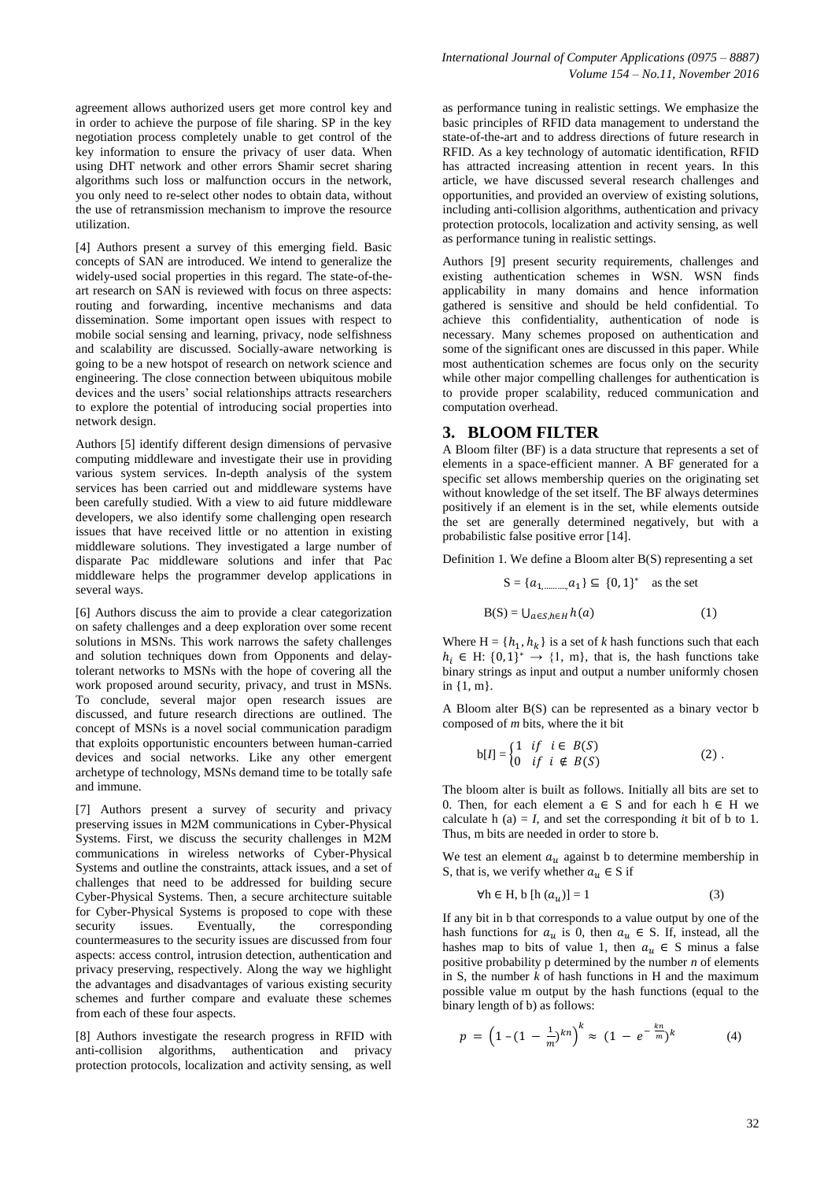agreement allows authorized users get more control key and in order to achieve the purpose of file sharing. SP in the key negotiation process completely unable to get control of the key information to ensure the privacy of user data. When using DHT network and other errors Shamir secret sharing algorithms such loss or malfunction occurs in the network, you only need to re-select other nodes to obtain data, without the use of retransmission mechanism to improve the resource utilization.

[4] Authors present a survey of this emerging field. Basic concepts of SAN are introduced. We intend to generalize the widely-used social properties in this regard. The state-of-the-art research on SAN is reviewed with focus on three aspects: routing and forwarding, incentive mechanisms and data dissemination. Some important open issues with respect to mobile social sensing and learning, privacy, node selfishness and scalability are discussed. Socially-aware networking is going to be a new hotspot of research on network science and engineering. The close connection between ubiquitous mobile devices and the users' social relationships attracts researchers to explore the potential of introducing social properties into network design.

Authors [5] identify different design dimensions of pervasive computing middleware and investigate their use in providing various system services. In-depth analysis of the system services has been carried out and middleware systems have been carefully studied. With a view to aid future middleware developers, we also identify some challenging open research issues that have received little or no attention in existing middleware solutions. They investigated a large number of disparate Pac middleware solutions and infer that Pac middleware helps the programmer develop applications in several ways.

[6] Authors discuss the aim to provide a clear categorization on safety challenges and a deep exploration over some recent solutions in MSNs. This work narrows the safety challenges and solution techniques down from Opponents and delay-tolerant networks to MSNs with the hope of covering all the work proposed around security, privacy, and trust in MSNs. To conclude, several major open research issues are discussed, and future research directions are outlined. The concept of MSNs is a novel social communication paradigm that exploits opportunistic encounters between human-carried devices and social networks. Like any other emergent archetype of technology, MSNs demand time to be totally safe and immune.

[7] Authors present a survey of security and privacy preserving issues in M2M communications in Cyber-Physical Systems. First, we discuss the security challenges in M2M communications in wireless networks of Cyber-Physical Systems and outline the constraints, attack issues, and a set of challenges that need to be addressed for building secure Cyber-Physical Systems. Then, a secure architecture suitable for Cyber-Physical Systems is proposed to cope with these security issues. Eventually, the corresponding countermeasures to the security issues are discussed from four aspects: access control, intrusion detection, authentication and privacy preserving, respectively. Along the way we highlight the advantages and disadvantages of various existing security schemes and further compare and evaluate these schemes from each of these four aspects.

[8] Authors investigate the research progress in RFID with anti-collision algorithms, authentication and privacy protection protocols, localization and activity sensing, as well as performance tuning in realistic settings. We emphasize the basic principles of RFID data management to understand the state-of-the-art and to address directions of future research in RFID. As a key technology of automatic identification, RFID has attracted increasing attention in recent years. In this article, we have discussed several research challenges and opportunities, and provided an overview of existing solutions, including anti-collision algorithms, authentication and privacy protection protocols, localization and activity sensing, as well as performance tuning in realistic settings.

Authors [9] present security requirements, challenges and existing authentication schemes in WSN. WSN finds applicability in many domains and hence information gathered is sensitive and should be held confidential. To achieve this confidentiality, authentication of node is necessary. Many schemes proposed on authentication and some of the significant ones are discussed in this paper. While most authentication schemes are focus only on the security while other major compelling challenges for authentication is to provide proper scalability, reduced communication and computation overhead.

# 3. BLOOM FILTER

A Bloom filter (BF) is a data structure that represents a set of elements in a space-efficient manner. A BF generated for a specific set allows membership queries on the originating set without knowledge of the set itself. The BF always determines positively if an element is in the set, while elements outside the set are generally determined negatively, but with a probabilistic false positive error [14].

Definition 1. We define a Bloom alter B(S) representing a set

$$S = \{a_{1,\dots\dots\dots,} a_1\} \subseteq \{0,1\}^* \quad \text{as the set}$$

$$B(S) = \bigcup_{a \in S, h \in H} h(a) \qquad (1)$$

Where $H = \{h_1, h_k\}$ is a set of *k* hash functions such that each $h_i \in$ H: $\{0,1\}^* \rightarrow \{1, m\}$, that is, the hash functions take binary strings as input and output a number uniformly chosen in {1, m}.

A Bloom alter B(S) can be represented as a binary vector b composed of *m* bits, where the it bit

$$b[I] = \begin{cases} 1 & if \quad i \in B(S) \\ 0 & if \quad i \notin B(S) \end{cases} \qquad (2)\ .$$

The bloom alter is built as follows. Initially all bits are set to 0. Then, for each element a ∈ S and for each h ∈ H we calculate h (a) = *I*, and set the corresponding *i*t bit of b to 1. Thus, m bits are needed in order to store b.

We test an element $a_u$ against b to determine membership in S, that is, we verify whether $a_u \in$ S if

$$\forall h \in H,\ b\ [h\ (a_u)] = 1 \qquad (3)$$

If any bit in b that corresponds to a value output by one of the hash functions for $a_u$ is 0, then $a_u \in$ S. If, instead, all the hashes map to bits of value 1, then $a_u \in$ S minus a false positive probability p determined by the number *n* of elements in S, the number *k* of hash functions in H and the maximum possible value m output by the hash functions (equal to the binary length of b) as follows:

$$p = \left(1 - (1 - \tfrac{1}{m})^{kn}\right)^k \approx (1 - e^{-\frac{kn}{m}})^k \qquad (4)$$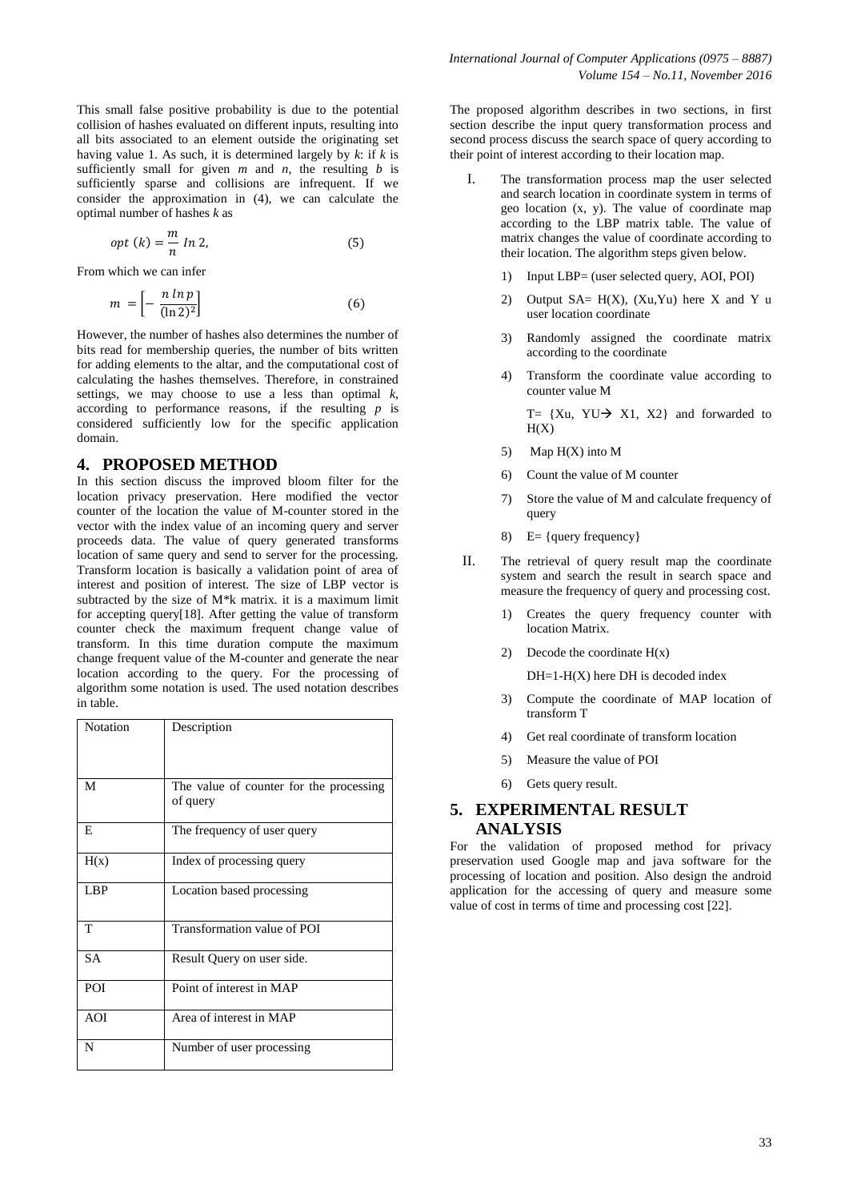This small false positive probability is due to the potential collision of hashes evaluated on different inputs, resulting into all bits associated to an element outside the originating set having value 1. As such, it is determined largely by $k$: if $k$ is sufficiently small for given $m$ and $n$, the resulting $b$ is sufficiently sparse and collisions are infrequent. If we consider the approximation in (4), we can calculate the optimal number of hashes $k$ as

$$opt\ (k) = \frac{m}{n}\ In\ 2, \tag{5}$$

From which we can infer

$$m = \left[-\ \frac{n\ ln\ p}{(\ln 2)^2}\right] \tag{6}$$

However, the number of hashes also determines the number of bits read for membership queries, the number of bits written for adding elements to the altar, and the computational cost of calculating the hashes themselves. Therefore, in constrained settings, we may choose to use a less than optimal $k$, according to performance reasons, if the resulting $p$ is considered sufficiently low for the specific application domain.

## 4. PROPOSED METHOD

In this section discuss the improved bloom filter for the location privacy preservation. Here modified the vector counter of the location the value of M-counter stored in the vector with the index value of an incoming query and server proceeds data. The value of query generated transforms location of same query and send to server for the processing. Transform location is basically a validation point of area of interest and position of interest. The size of LBP vector is subtracted by the size of M*k matrix. it is a maximum limit for accepting query[18]. After getting the value of transform counter check the maximum frequent change value of transform. In this time duration compute the maximum change frequent value of the M-counter and generate the near location according to the query. For the processing of algorithm some notation is used. The used notation describes in table.

| Notation | Description |
|---|---|
| M | The value of counter for the processing of query |
| E | The frequency of user query |
| H(x) | Index of processing query |
| LBP | Location based processing |
| T | Transformation value of POI |
| SA | Result Query on user side. |
| POI | Point of interest in MAP |
| AOI | Area of interest in MAP |
| N | Number of user processing |

The proposed algorithm describes in two sections, in first section describe the input query transformation process and second process discuss the search space of query according to their point of interest according to their location map.

I. The transformation process map the user selected and search location in coordinate system in terms of geo location (x, y). The value of coordinate map according to the LBP matrix table. The value of matrix changes the value of coordinate according to their location. The algorithm steps given below.

   1) Input LBP= (user selected query, AOI, POI)
   2) Output SA= H(X), (Xu,Yu) here X and Y u user location coordinate
   3) Randomly assigned the coordinate matrix according to the coordinate
   4) Transform the coordinate value according to counter value M

      T= {Xu, YU→ X1, X2} and forwarded to H(X)

   5) Map H(X) into M
   6) Count the value of M counter
   7) Store the value of M and calculate frequency of query
   8) E= {query frequency}

II. The retrieval of query result map the coordinate system and search the result in search space and measure the frequency of query and processing cost.

   1) Creates the query frequency counter with location Matrix.
   2) Decode the coordinate H(x)

      DH=1-H(X) here DH is decoded index

   3) Compute the coordinate of MAP location of transform T
   4) Get real coordinate of transform location
   5) Measure the value of POI
   6) Gets query result.

## 5. EXPERIMENTAL RESULT ANALYSIS

For the validation of proposed method for privacy preservation used Google map and java software for the processing of location and position. Also design the android application for the accessing of query and measure some value of cost in terms of time and processing cost [22].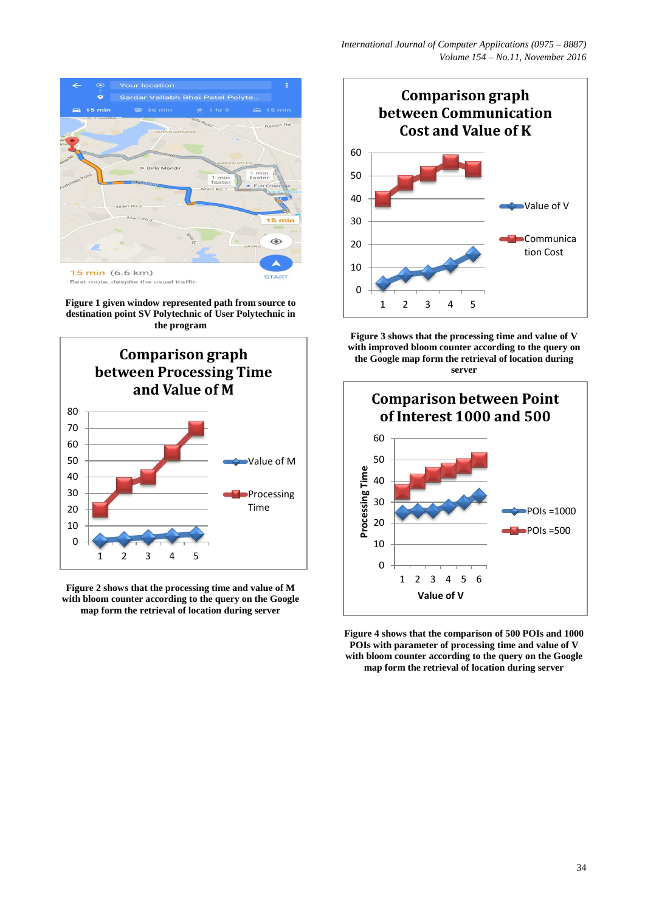**Figure 1 given window represented path from source to destination point SV Polytechnic of User Polytechnic in the program**

**Figure 2 shows that the processing time and value of M with bloom counter according to the query on the Google map form the retrieval of location during server**

**Figure 3 shows that the processing time and value of V with improved bloom counter according to the query on the Google map form the retrieval of location during server**

**Figure 4 shows that the comparison of 500 POIs and 1000 POIs with parameter of processing time and value of V with bloom counter according to the query on the Google map form the retrieval of location during server**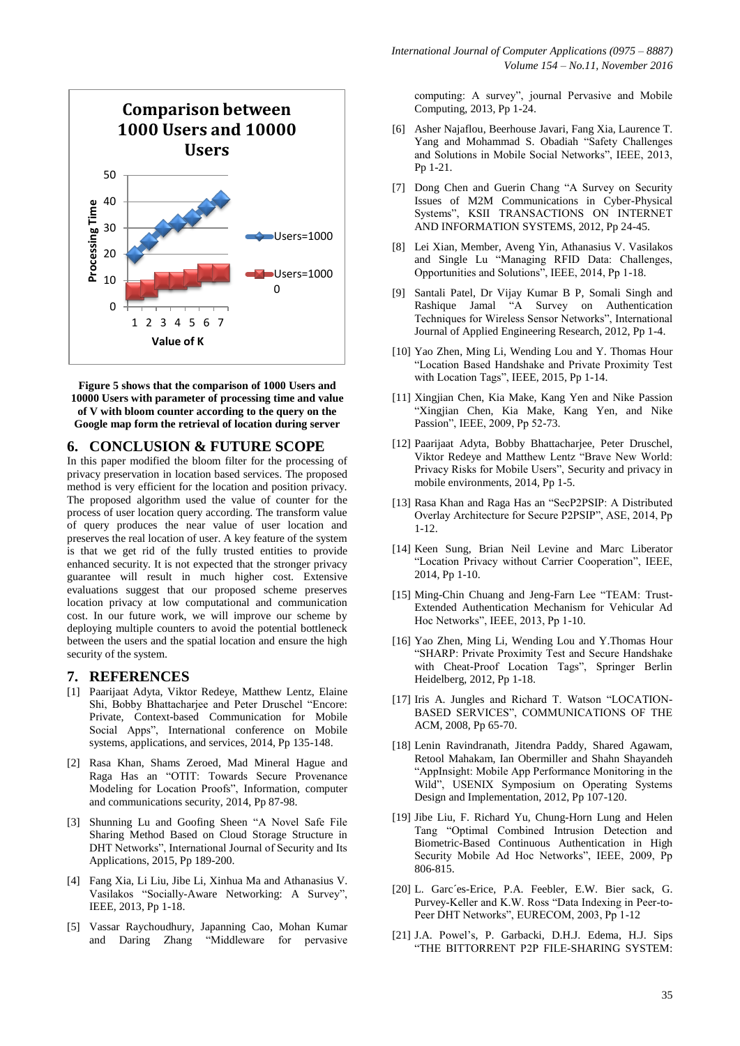**Figure 5 shows that the comparison of 1000 Users and 10000 Users with parameter of processing time and value of V with bloom counter according to the query on the Google map form the retrieval of location during server**

## 6. CONCLUSION & FUTURE SCOPE

In this paper modified the bloom filter for the processing of privacy preservation in location based services. The proposed method is very efficient for the location and position privacy. The proposed algorithm used the value of counter for the process of user location query according. The transform value of query produces the near value of user location and preserves the real location of user. A key feature of the system is that we get rid of the fully trusted entities to provide enhanced security. It is not expected that the stronger privacy guarantee will result in much higher cost. Extensive evaluations suggest that our proposed scheme preserves location privacy at low computational and communication cost. In our future work, we will improve our scheme by deploying multiple counters to avoid the potential bottleneck between the users and the spatial location and ensure the high security of the system.

## 7. REFERENCES

[1] Paarijaat Adyta, Viktor Redeye, Matthew Lentz, Elaine Shi, Bobby Bhattacharjee and Peter Druschel "Encore: Private, Context-based Communication for Mobile Social Apps", International conference on Mobile systems, applications, and services, 2014, Pp 135-148.

[2] Rasa Khan, Shams Zeroed, Mad Mineral Hague and Raga Has an "OTIT: Towards Secure Provenance Modeling for Location Proofs", Information, computer and communications security, 2014, Pp 87-98.

[3] Shunning Lu and Goofing Sheen "A Novel Safe File Sharing Method Based on Cloud Storage Structure in DHT Networks", International Journal of Security and Its Applications, 2015, Pp 189-200.

[4] Fang Xia, Li Liu, Jibe Li, Xinhua Ma and Athanasius V. Vasilakos "Socially-Aware Networking: A Survey", IEEE, 2013, Pp 1-18.

[5] Vassar Raychoudhury, Japanning Cao, Mohan Kumar and Daring Zhang "Middleware for pervasive computing: A survey", journal Pervasive and Mobile Computing, 2013, Pp 1-24.

[6] Asher Najaflou, Beerhouse Javari, Fang Xia, Laurence T. Yang and Mohammad S. Obadiah "Safety Challenges and Solutions in Mobile Social Networks", IEEE, 2013, Pp 1-21.

[7] Dong Chen and Guerin Chang "A Survey on Security Issues of M2M Communications in Cyber-Physical Systems", KSII TRANSACTIONS ON INTERNET AND INFORMATION SYSTEMS, 2012, Pp 24-45.

[8] Lei Xian, Member, Aveng Yin, Athanasius V. Vasilakos and Single Lu "Managing RFID Data: Challenges, Opportunities and Solutions", IEEE, 2014, Pp 1-18.

[9] Santali Patel, Dr Vijay Kumar B P, Somali Singh and Rashique Jamal "A Survey on Authentication Techniques for Wireless Sensor Networks", International Journal of Applied Engineering Research, 2012, Pp 1-4.

[10] Yao Zhen, Ming Li, Wending Lou and Y. Thomas Hour "Location Based Handshake and Private Proximity Test with Location Tags", IEEE, 2015, Pp 1-14.

[11] Xingjian Chen, Kia Make, Kang Yen and Nike Passion "Xingjian Chen, Kia Make, Kang Yen, and Nike Passion", IEEE, 2009, Pp 52-73.

[12] Paarijaat Adyta, Bobby Bhattacharjee, Peter Druschel, Viktor Redeye and Matthew Lentz "Brave New World: Privacy Risks for Mobile Users", Security and privacy in mobile environments, 2014, Pp 1-5.

[13] Rasa Khan and Raga Has an "SecP2PSIP: A Distributed Overlay Architecture for Secure P2PSIP", ASE, 2014, Pp 1-12.

[14] Keen Sung, Brian Neil Levine and Marc Liberator "Location Privacy without Carrier Cooperation", IEEE, 2014, Pp 1-10.

[15] Ming-Chin Chuang and Jeng-Farn Lee "TEAM: Trust-Extended Authentication Mechanism for Vehicular Ad Hoc Networks", IEEE, 2013, Pp 1-10.

[16] Yao Zhen, Ming Li, Wending Lou and Y.Thomas Hour "SHARP: Private Proximity Test and Secure Handshake with Cheat-Proof Location Tags", Springer Berlin Heidelberg, 2012, Pp 1-18.

[17] Iris A. Jungles and Richard T. Watson "LOCATION-BASED SERVICES", COMMUNICATIONS OF THE ACM, 2008, Pp 65-70.

[18] Lenin Ravindranath, Jitendra Paddy, Shared Agawam, Retool Mahakam, Ian Obermiller and Shahn Shayandeh "AppInsight: Mobile App Performance Monitoring in the Wild", USENIX Symposium on Operating Systems Design and Implementation, 2012, Pp 107-120.

[19] Jibe Liu, F. Richard Yu, Chung-Horn Lung and Helen Tang "Optimal Combined Intrusion Detection and Biometric-Based Continuous Authentication in High Security Mobile Ad Hoc Networks", IEEE, 2009, Pp 806-815.

[20] L. Garc´es-Erice, P.A. Feebler, E.W. Bier sack, G. Purvey-Keller and K.W. Ross "Data Indexing in Peer-to-Peer DHT Networks", EURECOM, 2003, Pp 1-12

[21] J.A. Powel's, P. Garbacki, D.H.J. Edema, H.J. Sips "THE BITTORRENT P2P FILE-SHARING SYSTEM: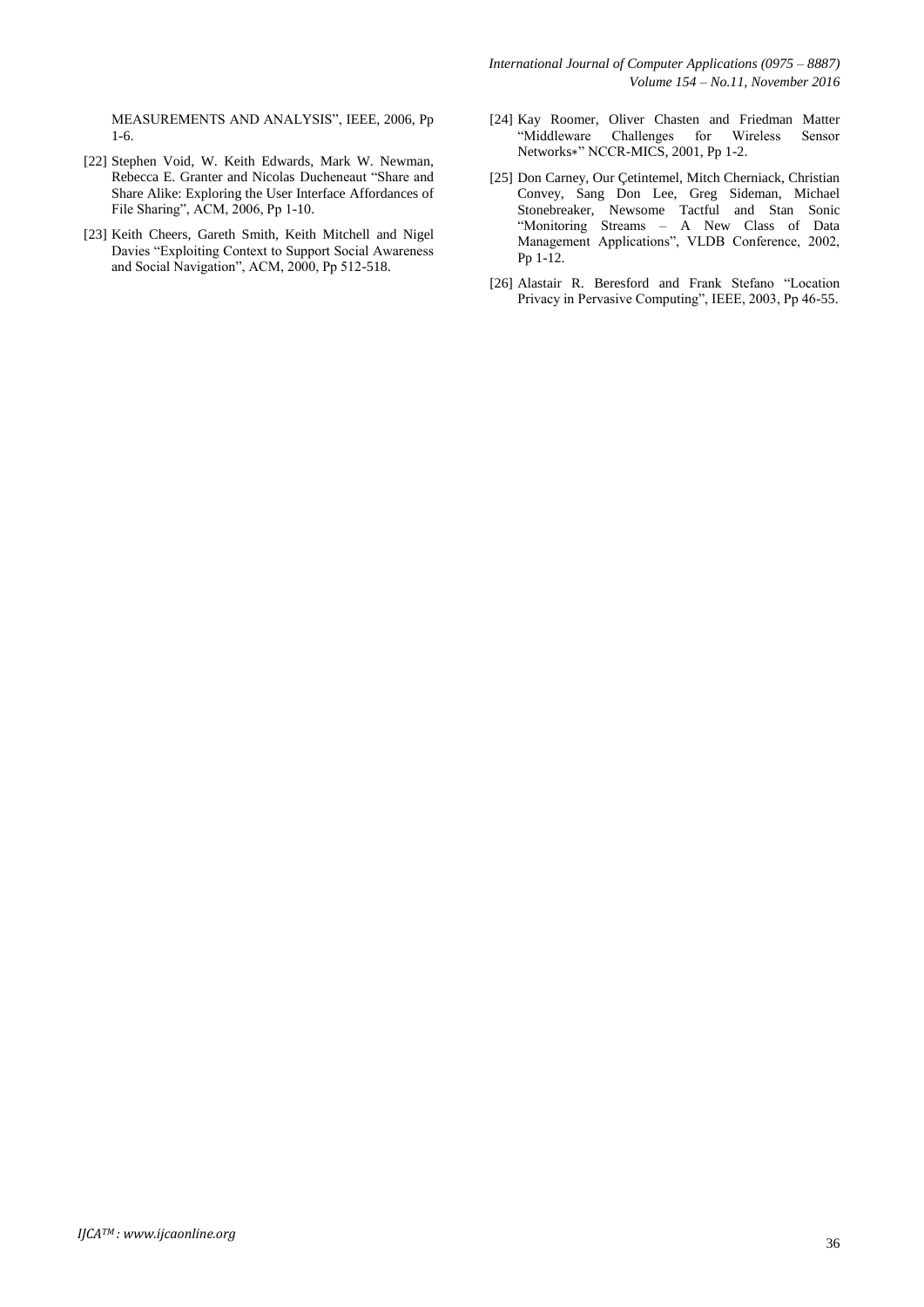MEASUREMENTS AND ANALYSIS", IEEE, 2006, Pp 1-6.

[22] Stephen Void, W. Keith Edwards, Mark W. Newman, Rebecca E. Granter and Nicolas Ducheneaut "Share and Share Alike: Exploring the User Interface Affordances of File Sharing", ACM, 2006, Pp 1-10.

[23] Keith Cheers, Gareth Smith, Keith Mitchell and Nigel Davies "Exploiting Context to Support Social Awareness and Social Navigation", ACM, 2000, Pp 512-518.

[24] Kay Roomer, Oliver Chasten and Friedman Matter "Middleware Challenges for Wireless Sensor Networks∗" NCCR-MICS, 2001, Pp 1-2.

[25] Don Carney, Our Çetintemel, Mitch Cherniack, Christian Convey, Sang Don Lee, Greg Sideman, Michael Stonebreaker, Newsome Tactful and Stan Sonic "Monitoring Streams – A New Class of Data Management Applications", VLDB Conference, 2002, Pp 1-12.

[26] Alastair R. Beresford and Frank Stefano "Location Privacy in Pervasive Computing", IEEE, 2003, Pp 46-55.